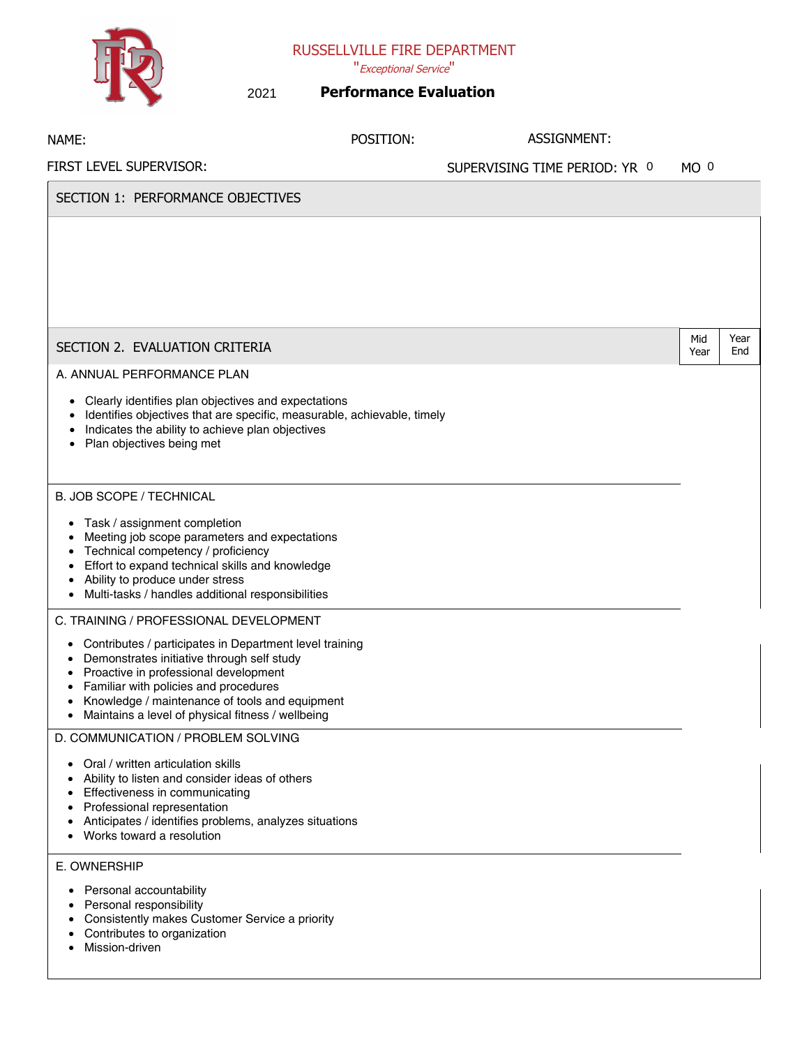# RUSSELLVILLE FIRE DEPARTMENT

*"Exceptional Service"*

2021 **Performance Evaluation**

NAME: POSITION: ASSIGNMENT:

FIRST LEVEL SUPERVISOR: SUPERVISING TIME PERIOD: YR 0 MO 0

## SECTION 1: PERFORMANCE OBJECTIVES

## SECTION 2. EVALUATION CRITERIA

| | Mid Year | Year End |
|---|---|---|
| **A. ANNUAL PERFORMANCE PLAN**<br>• Clearly identifies plan objectives and expectations<br>• Identifies objectives that are specific, measurable, achievable, timely<br>• Indicates the ability to achieve plan objectives<br>• Plan objectives being met | | |
| **B. JOB SCOPE / TECHNICAL**<br>• Task / assignment completion<br>• Meeting job scope parameters and expectations<br>• Technical competency / proficiency<br>• Effort to expand technical skills and knowledge<br>• Ability to produce under stress<br>• Multi-tasks / handles additional responsibilities | | |
| **C. TRAINING / PROFESSIONAL DEVELOPMENT**<br>• Contributes / participates in Department level training<br>• Demonstrates initiative through self study<br>• Proactive in professional development<br>• Familiar with policies and procedures<br>• Knowledge / maintenance of tools and equipment<br>• Maintains a level of physical fitness / wellbeing | | |
| **D. COMMUNICATION / PROBLEM SOLVING**<br>• Oral / written articulation skills<br>• Ability to listen and consider ideas of others<br>• Effectiveness in communicating<br>• Professional representation<br>• Anticipates / identifies problems, analyzes situations<br>• Works toward a resolution | | |
| **E. OWNERSHIP**<br>• Personal accountability<br>• Personal responsibility<br>• Consistently makes Customer Service a priority<br>• Contributes to organization<br>• Mission-driven | | |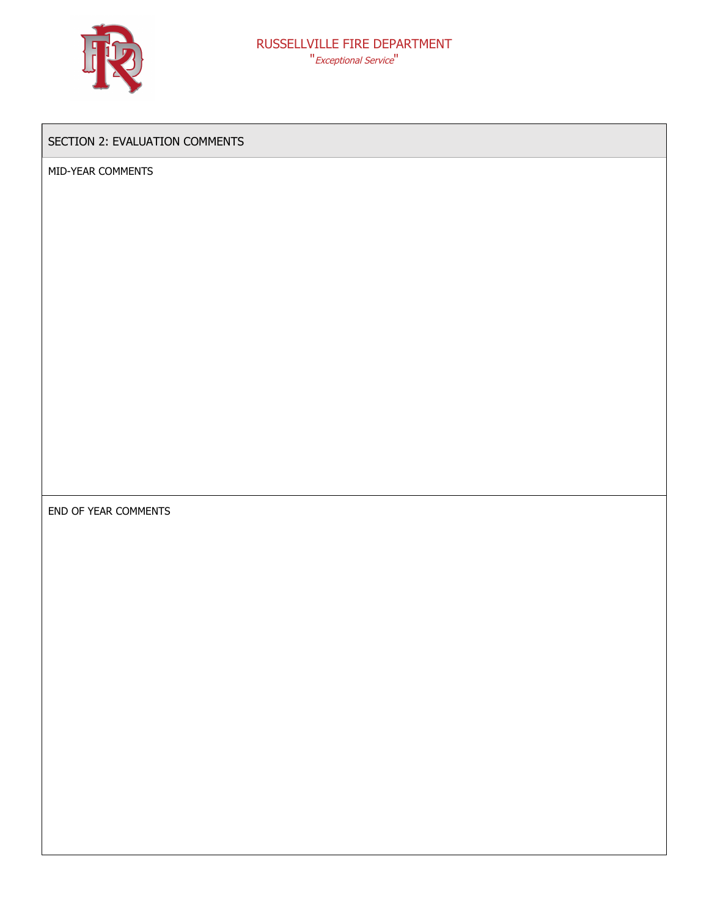RUSSELLVILLE FIRE DEPARTMENT

"*Exceptional Service*"

## SECTION 2: EVALUATION COMMENTS

MID-YEAR COMMENTS

END OF YEAR COMMENTS